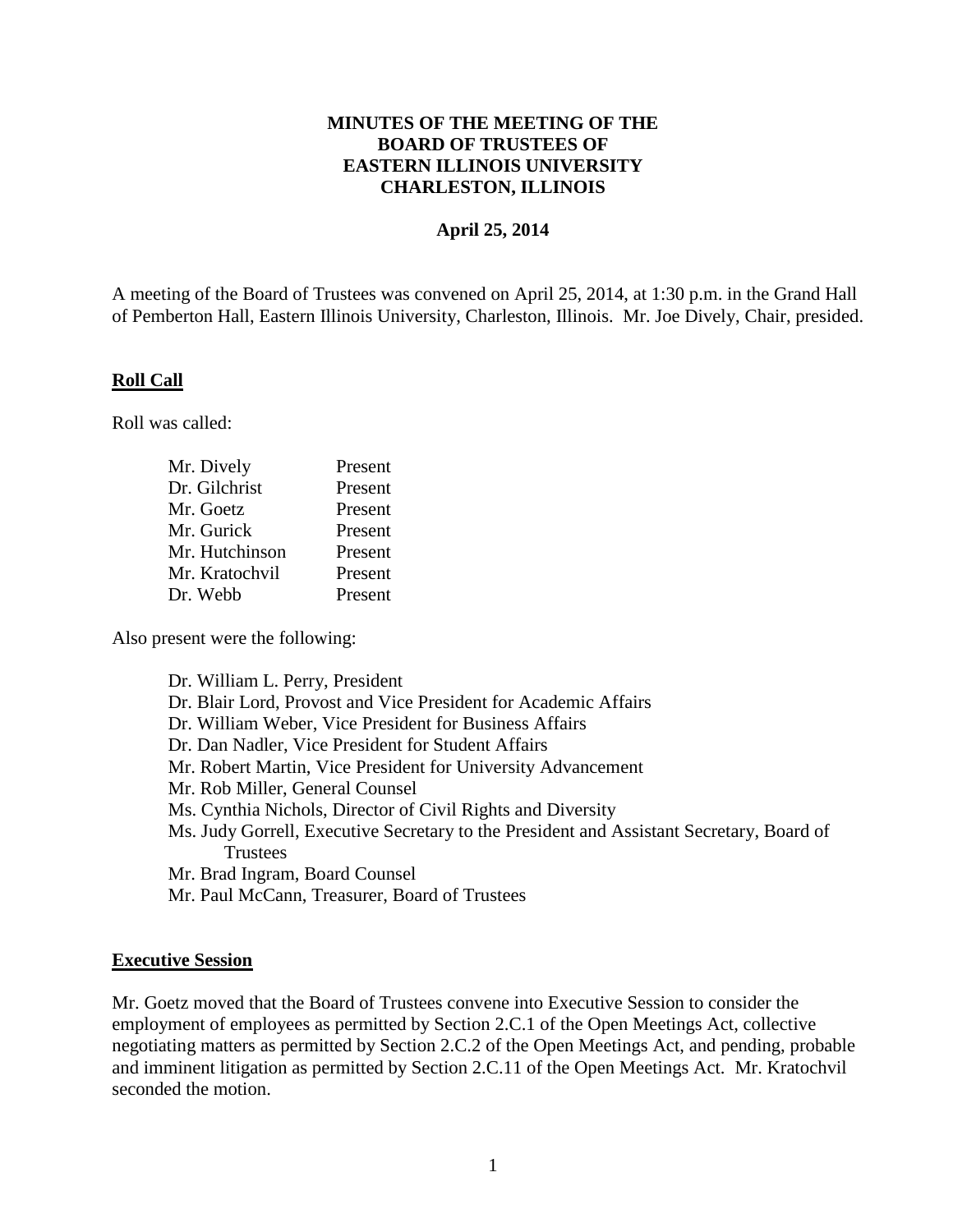**MINUTES OF THE MEETING OF THE**
**BOARD OF TRUSTEES OF**
**EASTERN ILLINOIS UNIVERSITY**
**CHARLESTON, ILLINOIS**

**April 25, 2014**

A meeting of the Board of Trustees was convened on April 25, 2014, at 1:30 p.m. in the Grand Hall of Pemberton Hall, Eastern Illinois University, Charleston, Illinois. Mr. Joe Dively, Chair, presided.

## Roll Call

Roll was called:

| | |
|---|---|
| Mr. Dively | Present |
| Dr. Gilchrist | Present |
| Mr. Goetz | Present |
| Mr. Gurick | Present |
| Mr. Hutchinson | Present |
| Mr. Kratochvil | Present |
| Dr. Webb | Present |

Also present were the following:

- Dr. William L. Perry, President
- Dr. Blair Lord, Provost and Vice President for Academic Affairs
- Dr. William Weber, Vice President for Business Affairs
- Dr. Dan Nadler, Vice President for Student Affairs
- Mr. Robert Martin, Vice President for University Advancement
- Mr. Rob Miller, General Counsel
- Ms. Cynthia Nichols, Director of Civil Rights and Diversity
- Ms. Judy Gorrell, Executive Secretary to the President and Assistant Secretary, Board of Trustees
- Mr. Brad Ingram, Board Counsel
- Mr. Paul McCann, Treasurer, Board of Trustees

## Executive Session

Mr. Goetz moved that the Board of Trustees convene into Executive Session to consider the employment of employees as permitted by Section 2.C.1 of the Open Meetings Act, collective negotiating matters as permitted by Section 2.C.2 of the Open Meetings Act, and pending, probable and imminent litigation as permitted by Section 2.C.11 of the Open Meetings Act. Mr. Kratochvil seconded the motion.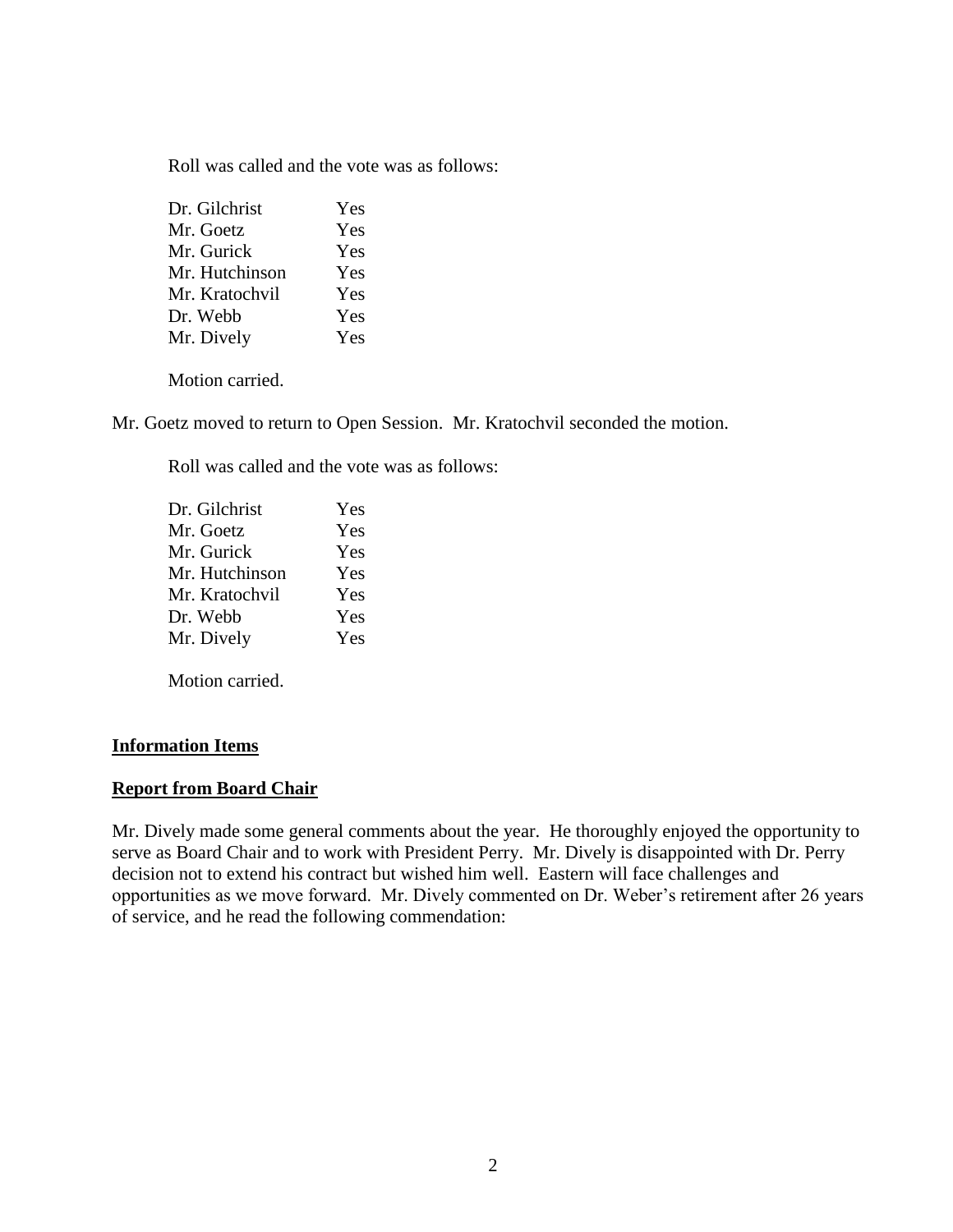Roll was called and the vote was as follows:

| | |
|---|---|
| Dr. Gilchrist | Yes |
| Mr. Goetz | Yes |
| Mr. Gurick | Yes |
| Mr. Hutchinson | Yes |
| Mr. Kratochvil | Yes |
| Dr. Webb | Yes |
| Mr. Dively | Yes |

Motion carried.

Mr. Goetz moved to return to Open Session. Mr. Kratochvil seconded the motion.

Roll was called and the vote was as follows:

| | |
|---|---|
| Dr. Gilchrist | Yes |
| Mr. Goetz | Yes |
| Mr. Gurick | Yes |
| Mr. Hutchinson | Yes |
| Mr. Kratochvil | Yes |
| Dr. Webb | Yes |
| Mr. Dively | Yes |

Motion carried.

**Information Items**

**Report from Board Chair**

Mr. Dively made some general comments about the year. He thoroughly enjoyed the opportunity to serve as Board Chair and to work with President Perry. Mr. Dively is disappointed with Dr. Perry decision not to extend his contract but wished him well. Eastern will face challenges and opportunities as we move forward. Mr. Dively commented on Dr. Weber's retirement after 26 years of service, and he read the following commendation: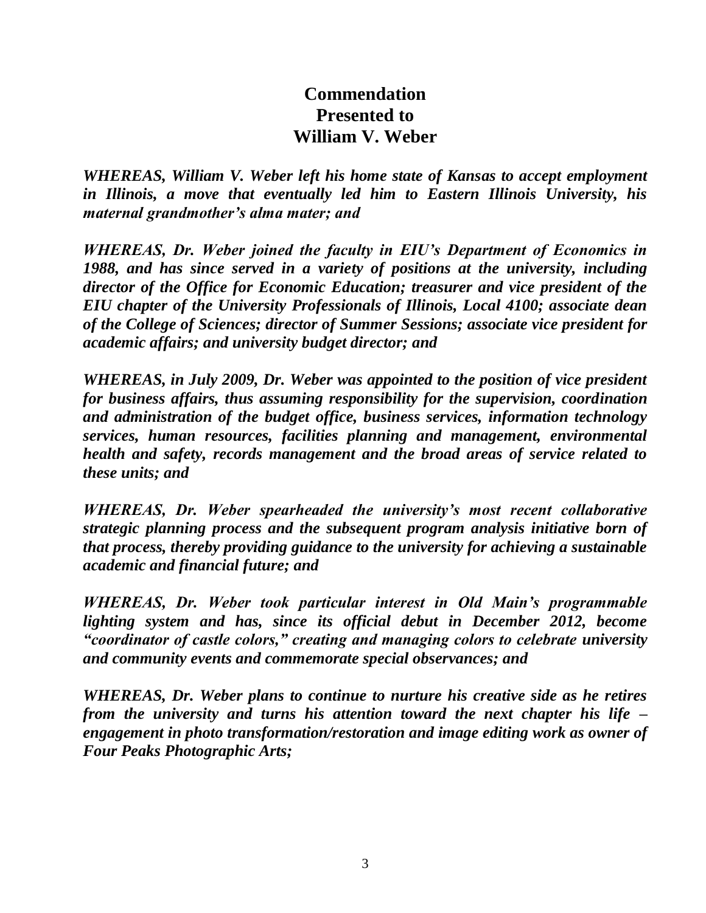# Commendation Presented to William V. Weber

***WHEREAS, William V. Weber left his home state of Kansas to accept employment in Illinois, a move that eventually led him to Eastern Illinois University, his maternal grandmother's alma mater; and***

***WHEREAS, Dr. Weber joined the faculty in EIU's Department of Economics in 1988, and has since served in a variety of positions at the university, including director of the Office for Economic Education; treasurer and vice president of the EIU chapter of the University Professionals of Illinois, Local 4100; associate dean of the College of Sciences; director of Summer Sessions; associate vice president for academic affairs; and university budget director; and***

***WHEREAS, in July 2009, Dr. Weber was appointed to the position of vice president for business affairs, thus assuming responsibility for the supervision, coordination and administration of the budget office, business services, information technology services, human resources, facilities planning and management, environmental health and safety, records management and the broad areas of service related to these units; and***

***WHEREAS, Dr. Weber spearheaded the university's most recent collaborative strategic planning process and the subsequent program analysis initiative born of that process, thereby providing guidance to the university for achieving a sustainable academic and financial future; and***

***WHEREAS, Dr. Weber took particular interest in Old Main's programmable lighting system and has, since its official debut in December 2012, become "coordinator of castle colors," creating and managing colors to celebrate university and community events and commemorate special observances; and***

***WHEREAS, Dr. Weber plans to continue to nurture his creative side as he retires from the university and turns his attention toward the next chapter his life – engagement in photo transformation/restoration and image editing work as owner of Four Peaks Photographic Arts;***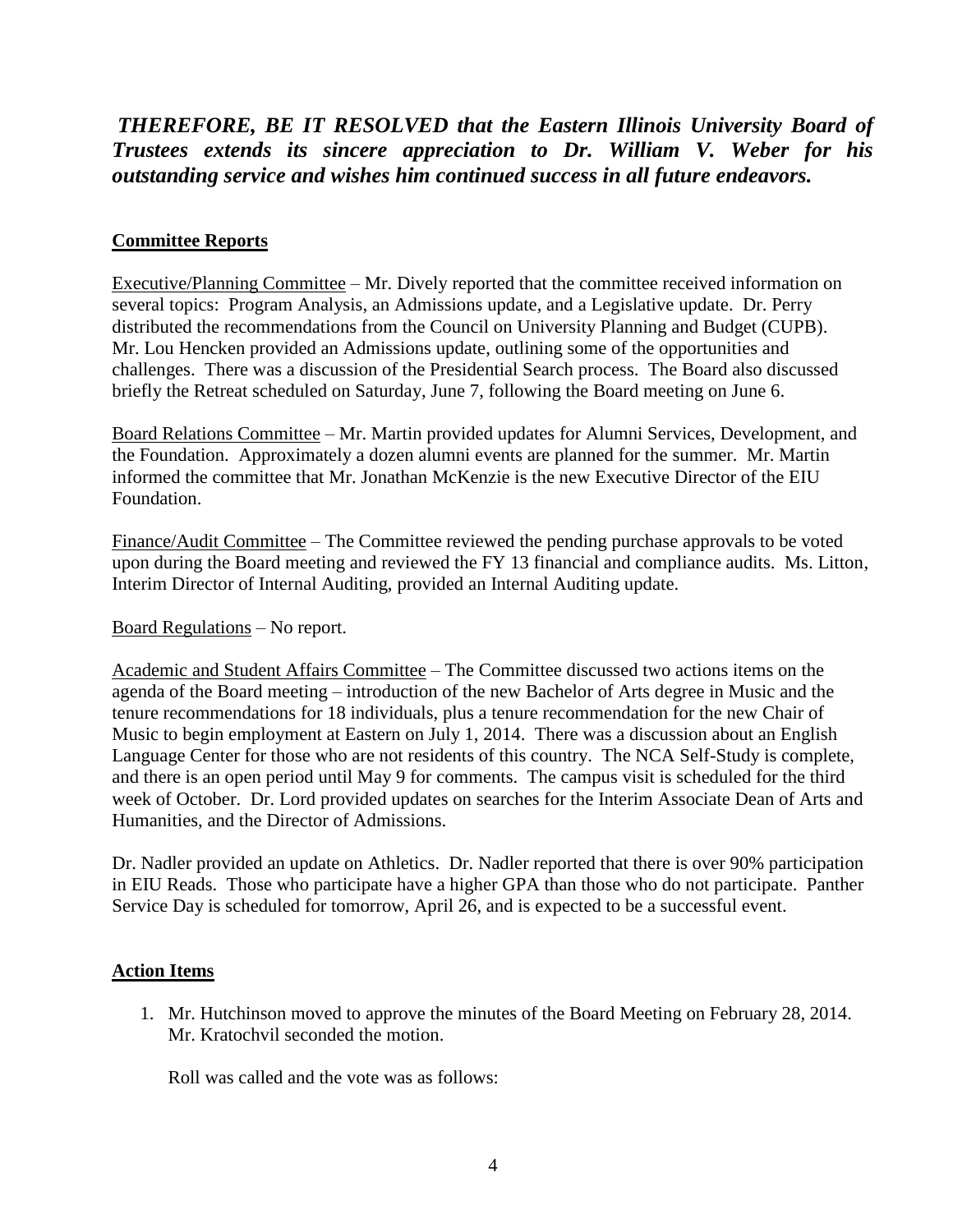***THEREFORE, BE IT RESOLVED that the Eastern Illinois University Board of Trustees extends its sincere appreciation to Dr. William V. Weber for his outstanding service and wishes him continued success in all future endeavors.***

## Committee Reports

Executive/Planning Committee – Mr. Dively reported that the committee received information on several topics: Program Analysis, an Admissions update, and a Legislative update. Dr. Perry distributed the recommendations from the Council on University Planning and Budget (CUPB). Mr. Lou Hencken provided an Admissions update, outlining some of the opportunities and challenges. There was a discussion of the Presidential Search process. The Board also discussed briefly the Retreat scheduled on Saturday, June 7, following the Board meeting on June 6.

Board Relations Committee – Mr. Martin provided updates for Alumni Services, Development, and the Foundation. Approximately a dozen alumni events are planned for the summer. Mr. Martin informed the committee that Mr. Jonathan McKenzie is the new Executive Director of the EIU Foundation.

Finance/Audit Committee – The Committee reviewed the pending purchase approvals to be voted upon during the Board meeting and reviewed the FY 13 financial and compliance audits. Ms. Litton, Interim Director of Internal Auditing, provided an Internal Auditing update.

Board Regulations – No report.

Academic and Student Affairs Committee – The Committee discussed two actions items on the agenda of the Board meeting – introduction of the new Bachelor of Arts degree in Music and the tenure recommendations for 18 individuals, plus a tenure recommendation for the new Chair of Music to begin employment at Eastern on July 1, 2014. There was a discussion about an English Language Center for those who are not residents of this country. The NCA Self-Study is complete, and there is an open period until May 9 for comments. The campus visit is scheduled for the third week of October. Dr. Lord provided updates on searches for the Interim Associate Dean of Arts and Humanities, and the Director of Admissions.

Dr. Nadler provided an update on Athletics. Dr. Nadler reported that there is over 90% participation in EIU Reads. Those who participate have a higher GPA than those who do not participate. Panther Service Day is scheduled for tomorrow, April 26, and is expected to be a successful event.

## Action Items

1. Mr. Hutchinson moved to approve the minutes of the Board Meeting on February 28, 2014. Mr. Kratochvil seconded the motion.

   Roll was called and the vote was as follows: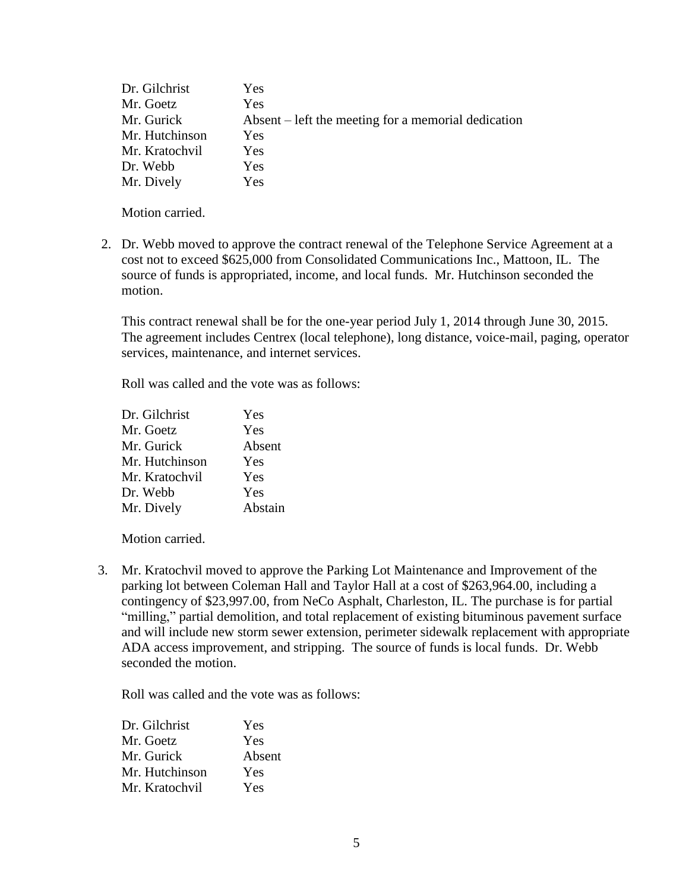| | |
|---|---|
| Dr. Gilchrist | Yes |
| Mr. Goetz | Yes |
| Mr. Gurick | Absent – left the meeting for a memorial dedication |
| Mr. Hutchinson | Yes |
| Mr. Kratochvil | Yes |
| Dr. Webb | Yes |
| Mr. Dively | Yes |

Motion carried.

2. Dr. Webb moved to approve the contract renewal of the Telephone Service Agreement at a cost not to exceed $625,000 from Consolidated Communications Inc., Mattoon, IL. The source of funds is appropriated, income, and local funds. Mr. Hutchinson seconded the motion.

   This contract renewal shall be for the one-year period July 1, 2014 through June 30, 2015. The agreement includes Centrex (local telephone), long distance, voice-mail, paging, operator services, maintenance, and internet services.

   Roll was called and the vote was as follows:

   | | |
   |---|---|
   | Dr. Gilchrist | Yes |
   | Mr. Goetz | Yes |
   | Mr. Gurick | Absent |
   | Mr. Hutchinson | Yes |
   | Mr. Kratochvil | Yes |
   | Dr. Webb | Yes |
   | Mr. Dively | Abstain |

   Motion carried.

3. Mr. Kratochvil moved to approve the Parking Lot Maintenance and Improvement of the parking lot between Coleman Hall and Taylor Hall at a cost of $263,964.00, including a contingency of $23,997.00, from NeCo Asphalt, Charleston, IL. The purchase is for partial "milling," partial demolition, and total replacement of existing bituminous pavement surface and will include new storm sewer extension, perimeter sidewalk replacement with appropriate ADA access improvement, and stripping. The source of funds is local funds. Dr. Webb seconded the motion.

   Roll was called and the vote was as follows:

   | | |
   |---|---|
   | Dr. Gilchrist | Yes |
   | Mr. Goetz | Yes |
   | Mr. Gurick | Absent |
   | Mr. Hutchinson | Yes |
   | Mr. Kratochvil | Yes |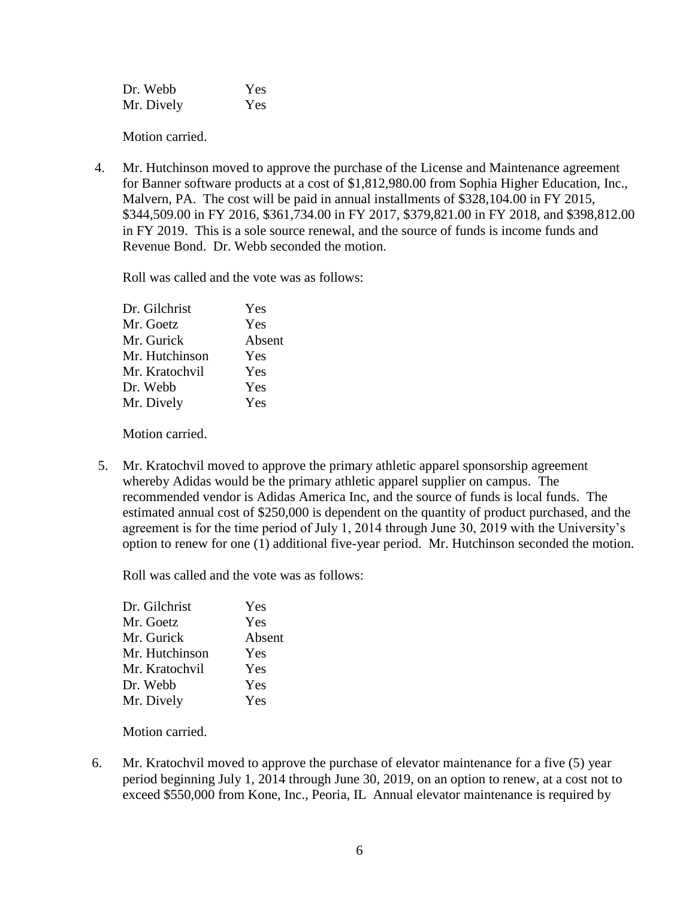| | |
|---|---|
| Dr. Webb | Yes |
| Mr. Dively | Yes |

Motion carried.

4. Mr. Hutchinson moved to approve the purchase of the License and Maintenance agreement for Banner software products at a cost of $1,812,980.00 from Sophia Higher Education, Inc., Malvern, PA. The cost will be paid in annual installments of $328,104.00 in FY 2015, $344,509.00 in FY 2016, $361,734.00 in FY 2017, $379,821.00 in FY 2018, and $398,812.00 in FY 2019. This is a sole source renewal, and the source of funds is income funds and Revenue Bond. Dr. Webb seconded the motion.

   Roll was called and the vote was as follows:

   | | |
   |---|---|
   | Dr. Gilchrist | Yes |
   | Mr. Goetz | Yes |
   | Mr. Gurick | Absent |
   | Mr. Hutchinson | Yes |
   | Mr. Kratochvil | Yes |
   | Dr. Webb | Yes |
   | Mr. Dively | Yes |

   Motion carried.

5. Mr. Kratochvil moved to approve the primary athletic apparel sponsorship agreement whereby Adidas would be the primary athletic apparel supplier on campus. The recommended vendor is Adidas America Inc, and the source of funds is local funds. The estimated annual cost of $250,000 is dependent on the quantity of product purchased, and the agreement is for the time period of July 1, 2014 through June 30, 2019 with the University's option to renew for one (1) additional five-year period. Mr. Hutchinson seconded the motion.

   Roll was called and the vote was as follows:

   | | |
   |---|---|
   | Dr. Gilchrist | Yes |
   | Mr. Goetz | Yes |
   | Mr. Gurick | Absent |
   | Mr. Hutchinson | Yes |
   | Mr. Kratochvil | Yes |
   | Dr. Webb | Yes |
   | Mr. Dively | Yes |

   Motion carried.

6. Mr. Kratochvil moved to approve the purchase of elevator maintenance for a five (5) year period beginning July 1, 2014 through June 30, 2019, on an option to renew, at a cost not to exceed $550,000 from Kone, Inc., Peoria, IL Annual elevator maintenance is required by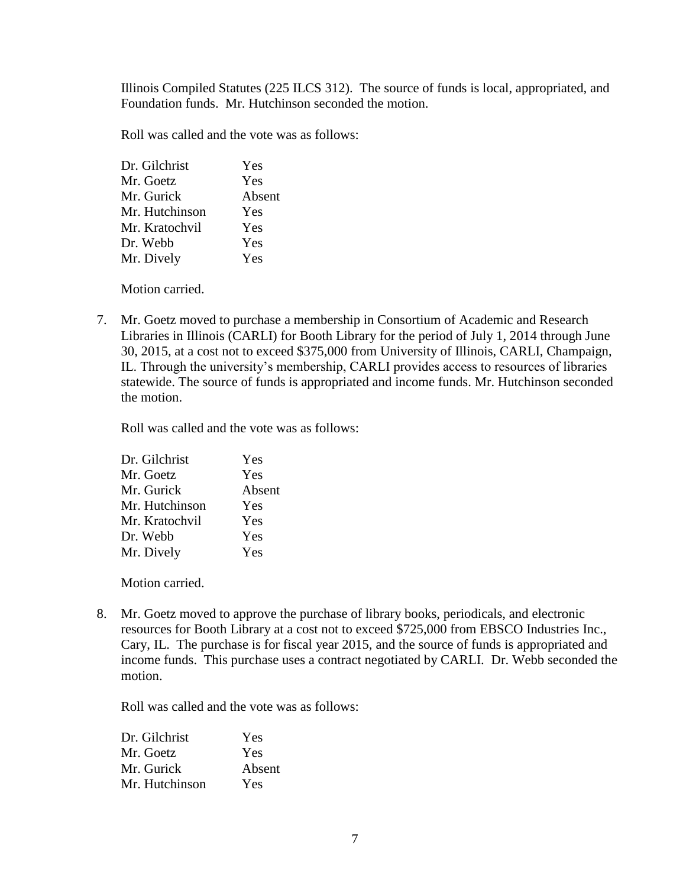Illinois Compiled Statutes (225 ILCS 312). The source of funds is local, appropriated, and Foundation funds. Mr. Hutchinson seconded the motion.

Roll was called and the vote was as follows:

| | |
|---|---|
| Dr. Gilchrist | Yes |
| Mr. Goetz | Yes |
| Mr. Gurick | Absent |
| Mr. Hutchinson | Yes |
| Mr. Kratochvil | Yes |
| Dr. Webb | Yes |
| Mr. Dively | Yes |

Motion carried.

7. Mr. Goetz moved to purchase a membership in Consortium of Academic and Research Libraries in Illinois (CARLI) for Booth Library for the period of July 1, 2014 through June 30, 2015, at a cost not to exceed $375,000 from University of Illinois, CARLI, Champaign, IL. Through the university's membership, CARLI provides access to resources of libraries statewide. The source of funds is appropriated and income funds. Mr. Hutchinson seconded the motion.

   Roll was called and the vote was as follows:

   | | |
   |---|---|
   | Dr. Gilchrist | Yes |
   | Mr. Goetz | Yes |
   | Mr. Gurick | Absent |
   | Mr. Hutchinson | Yes |
   | Mr. Kratochvil | Yes |
   | Dr. Webb | Yes |
   | Mr. Dively | Yes |

   Motion carried.

8. Mr. Goetz moved to approve the purchase of library books, periodicals, and electronic resources for Booth Library at a cost not to exceed $725,000 from EBSCO Industries Inc., Cary, IL. The purchase is for fiscal year 2015, and the source of funds is appropriated and income funds. This purchase uses a contract negotiated by CARLI. Dr. Webb seconded the motion.

   Roll was called and the vote was as follows:

   | | |
   |---|---|
   | Dr. Gilchrist | Yes |
   | Mr. Goetz | Yes |
   | Mr. Gurick | Absent |
   | Mr. Hutchinson | Yes |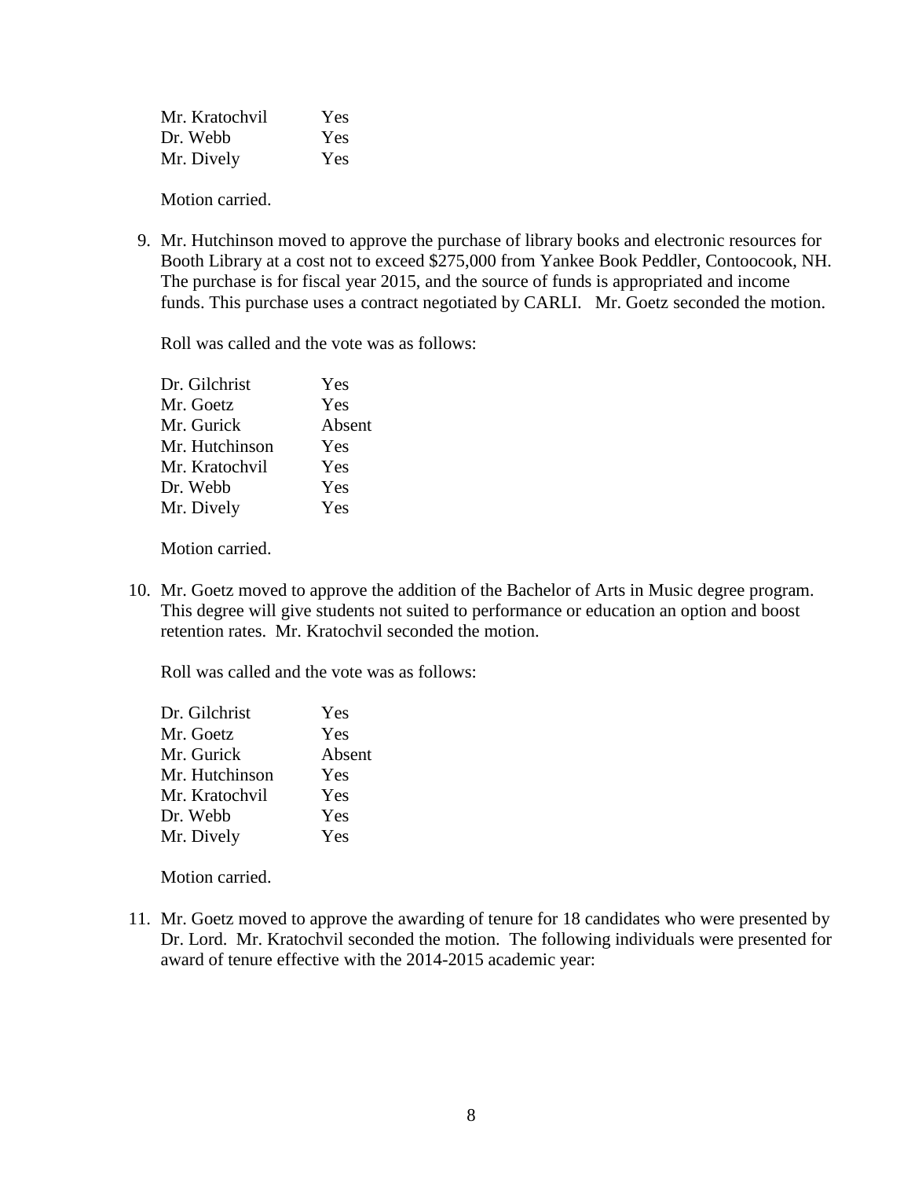| | |
|---|---|
| Mr. Kratochvil | Yes |
| Dr. Webb | Yes |
| Mr. Dively | Yes |

Motion carried.

9. Mr. Hutchinson moved to approve the purchase of library books and electronic resources for Booth Library at a cost not to exceed $275,000 from Yankee Book Peddler, Contoocook, NH. The purchase is for fiscal year 2015, and the source of funds is appropriated and income funds. This purchase uses a contract negotiated by CARLI. Mr. Goetz seconded the motion.

   Roll was called and the vote was as follows:

   | | |
   |---|---|
   | Dr. Gilchrist | Yes |
   | Mr. Goetz | Yes |
   | Mr. Gurick | Absent |
   | Mr. Hutchinson | Yes |
   | Mr. Kratochvil | Yes |
   | Dr. Webb | Yes |
   | Mr. Dively | Yes |

   Motion carried.

10. Mr. Goetz moved to approve the addition of the Bachelor of Arts in Music degree program. This degree will give students not suited to performance or education an option and boost retention rates. Mr. Kratochvil seconded the motion.

    Roll was called and the vote was as follows:

    | | |
    |---|---|
    | Dr. Gilchrist | Yes |
    | Mr. Goetz | Yes |
    | Mr. Gurick | Absent |
    | Mr. Hutchinson | Yes |
    | Mr. Kratochvil | Yes |
    | Dr. Webb | Yes |
    | Mr. Dively | Yes |

    Motion carried.

11. Mr. Goetz moved to approve the awarding of tenure for 18 candidates who were presented by Dr. Lord. Mr. Kratochvil seconded the motion. The following individuals were presented for award of tenure effective with the 2014-2015 academic year: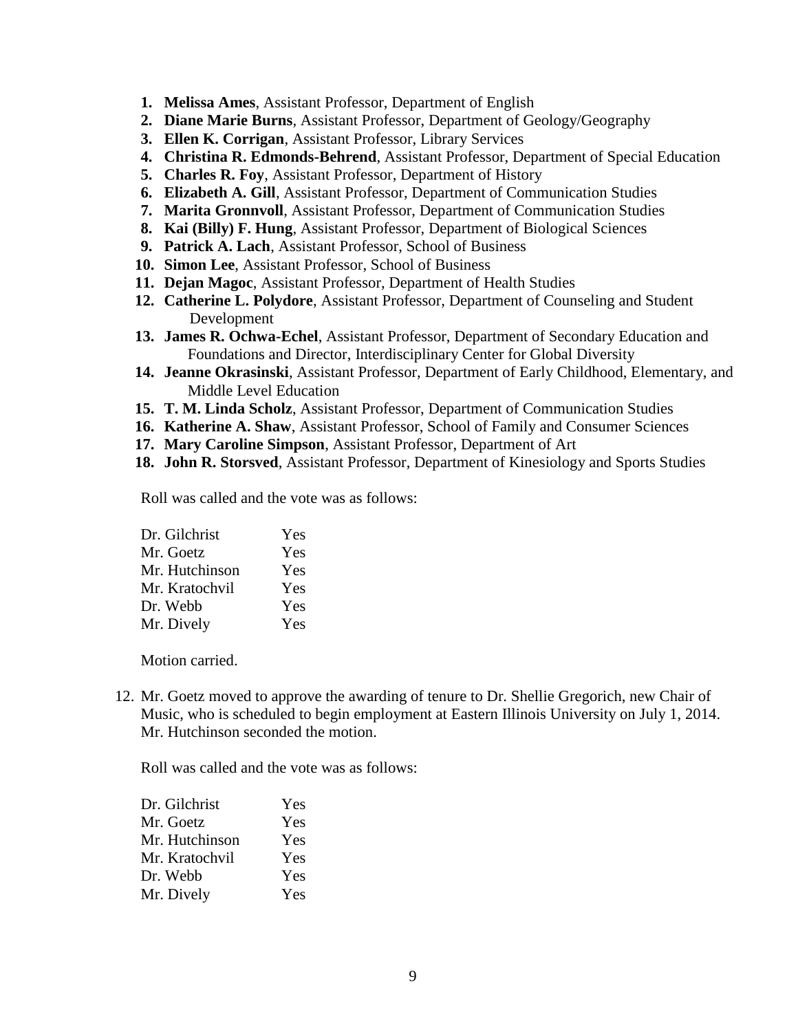1. **Melissa Ames**, Assistant Professor, Department of English
2. **Diane Marie Burns**, Assistant Professor, Department of Geology/Geography
3. **Ellen K. Corrigan**, Assistant Professor, Library Services
4. **Christina R. Edmonds-Behrend**, Assistant Professor, Department of Special Education
5. **Charles R. Foy**, Assistant Professor, Department of History
6. **Elizabeth A. Gill**, Assistant Professor, Department of Communication Studies
7. **Marita Gronnvoll**, Assistant Professor, Department of Communication Studies
8. **Kai (Billy) F. Hung**, Assistant Professor, Department of Biological Sciences
9. **Patrick A. Lach**, Assistant Professor, School of Business
10. **Simon Lee**, Assistant Professor, School of Business
11. **Dejan Magoc**, Assistant Professor, Department of Health Studies
12. **Catherine L. Polydore**, Assistant Professor, Department of Counseling and Student Development
13. **James R. Ochwa-Echel**, Assistant Professor, Department of Secondary Education and Foundations and Director, Interdisciplinary Center for Global Diversity
14. **Jeanne Okrasinski**, Assistant Professor, Department of Early Childhood, Elementary, and Middle Level Education
15. **T. M. Linda Scholz**, Assistant Professor, Department of Communication Studies
16. **Katherine A. Shaw**, Assistant Professor, School of Family and Consumer Sciences
17. **Mary Caroline Simpson**, Assistant Professor, Department of Art
18. **John R. Storsved**, Assistant Professor, Department of Kinesiology and Sports Studies

Roll was called and the vote was as follows:

| | |
|---|---|
| Dr. Gilchrist | Yes |
| Mr. Goetz | Yes |
| Mr. Hutchinson | Yes |
| Mr. Kratochvil | Yes |
| Dr. Webb | Yes |
| Mr. Dively | Yes |

Motion carried.

12. Mr. Goetz moved to approve the awarding of tenure to Dr. Shellie Gregorich, new Chair of Music, who is scheduled to begin employment at Eastern Illinois University on July 1, 2014. Mr. Hutchinson seconded the motion.

    Roll was called and the vote was as follows:

| | |
|---|---|
| Dr. Gilchrist | Yes |
| Mr. Goetz | Yes |
| Mr. Hutchinson | Yes |
| Mr. Kratochvil | Yes |
| Dr. Webb | Yes |
| Mr. Dively | Yes |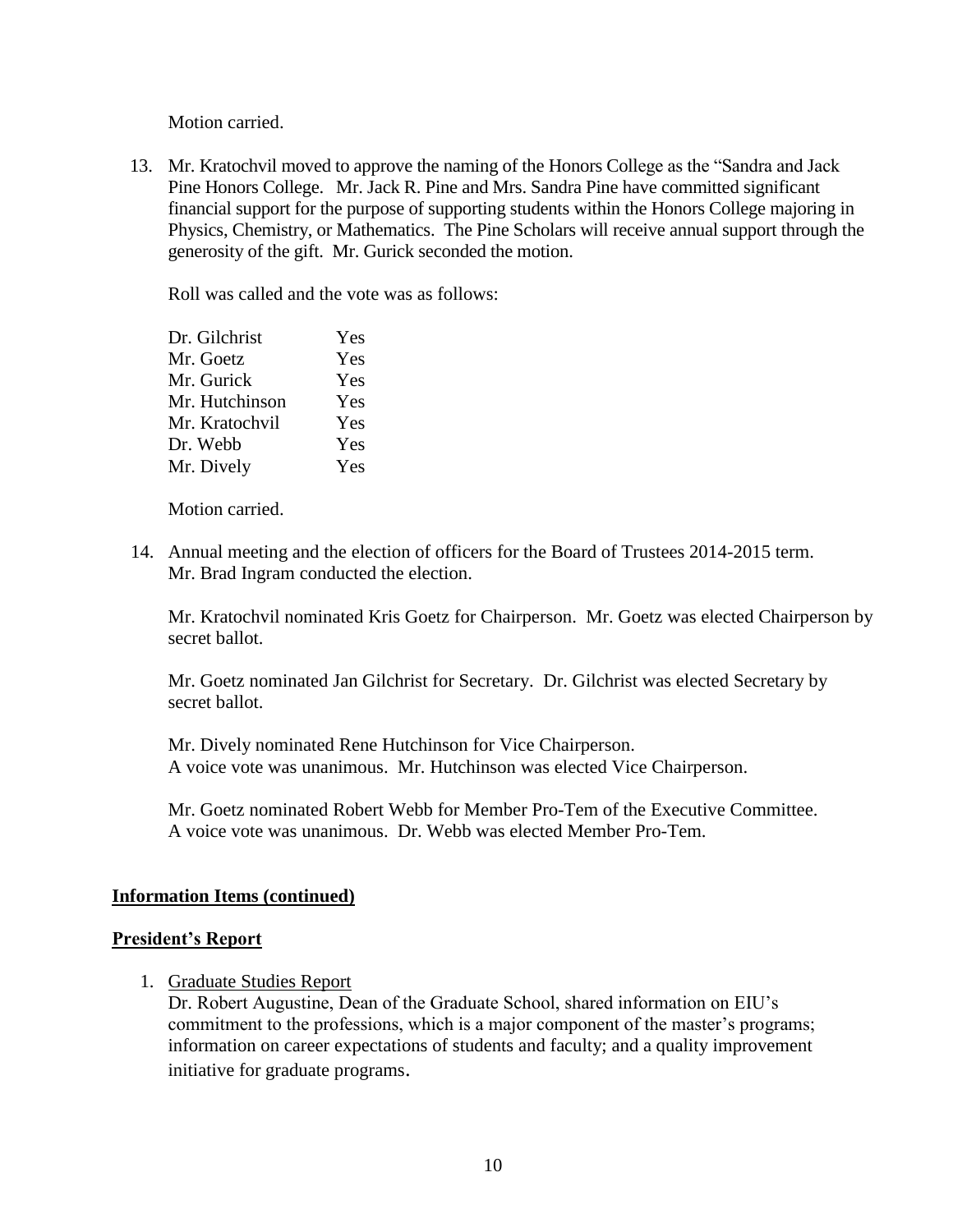Motion carried.

13. Mr. Kratochvil moved to approve the naming of the Honors College as the "Sandra and Jack Pine Honors College. Mr. Jack R. Pine and Mrs. Sandra Pine have committed significant financial support for the purpose of supporting students within the Honors College majoring in Physics, Chemistry, or Mathematics. The Pine Scholars will receive annual support through the generosity of the gift. Mr. Gurick seconded the motion.

    Roll was called and the vote was as follows:

    | | |
    |---|---|
    | Dr. Gilchrist | Yes |
    | Mr. Goetz | Yes |
    | Mr. Gurick | Yes |
    | Mr. Hutchinson | Yes |
    | Mr. Kratochvil | Yes |
    | Dr. Webb | Yes |
    | Mr. Dively | Yes |

    Motion carried.

14. Annual meeting and the election of officers for the Board of Trustees 2014-2015 term. Mr. Brad Ingram conducted the election.

    Mr. Kratochvil nominated Kris Goetz for Chairperson. Mr. Goetz was elected Chairperson by secret ballot.

    Mr. Goetz nominated Jan Gilchrist for Secretary. Dr. Gilchrist was elected Secretary by secret ballot.

    Mr. Dively nominated Rene Hutchinson for Vice Chairperson.
    A voice vote was unanimous. Mr. Hutchinson was elected Vice Chairperson.

    Mr. Goetz nominated Robert Webb for Member Pro-Tem of the Executive Committee.
    A voice vote was unanimous. Dr. Webb was elected Member Pro-Tem.

**Information Items (continued)**

**President's Report**

1. Graduate Studies Report
   Dr. Robert Augustine, Dean of the Graduate School, shared information on EIU's commitment to the professions, which is a major component of the master's programs; information on career expectations of students and faculty; and a quality improvement initiative for graduate programs.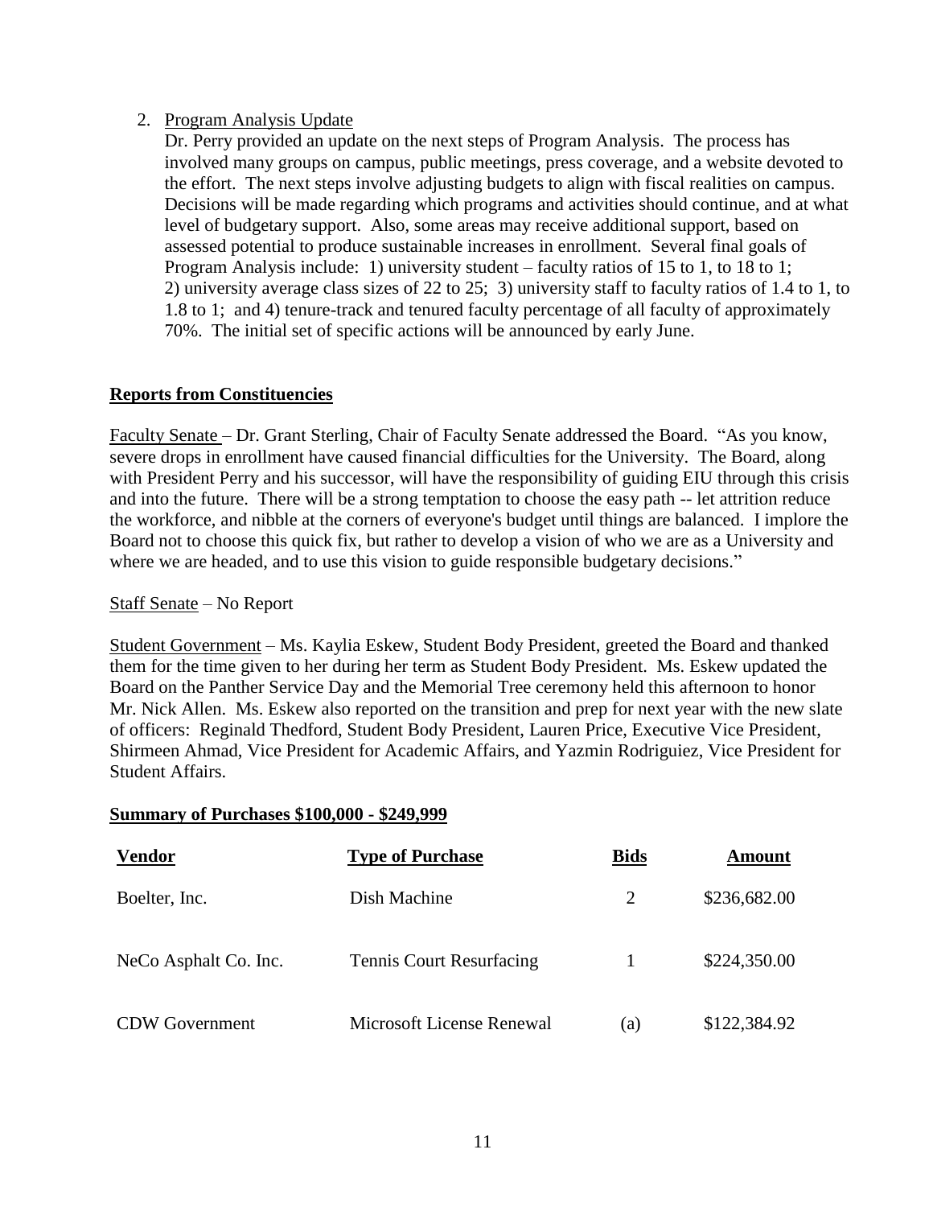2. Program Analysis Update

   Dr. Perry provided an update on the next steps of Program Analysis. The process has involved many groups on campus, public meetings, press coverage, and a website devoted to the effort. The next steps involve adjusting budgets to align with fiscal realities on campus. Decisions will be made regarding which programs and activities should continue, and at what level of budgetary support. Also, some areas may receive additional support, based on assessed potential to produce sustainable increases in enrollment. Several final goals of Program Analysis include: 1) university student – faculty ratios of 15 to 1, to 18 to 1; 2) university average class sizes of 22 to 25; 3) university staff to faculty ratios of 1.4 to 1, to 1.8 to 1; and 4) tenure-track and tenured faculty percentage of all faculty of approximately 70%. The initial set of specific actions will be announced by early June.

**Reports from Constituencies**

Faculty Senate – Dr. Grant Sterling, Chair of Faculty Senate addressed the Board. "As you know, severe drops in enrollment have caused financial difficulties for the University. The Board, along with President Perry and his successor, will have the responsibility of guiding EIU through this crisis and into the future. There will be a strong temptation to choose the easy path -- let attrition reduce the workforce, and nibble at the corners of everyone's budget until things are balanced. I implore the Board not to choose this quick fix, but rather to develop a vision of who we are as a University and where we are headed, and to use this vision to guide responsible budgetary decisions."

Staff Senate – No Report

Student Government – Ms. Kaylia Eskew, Student Body President, greeted the Board and thanked them for the time given to her during her term as Student Body President. Ms. Eskew updated the Board on the Panther Service Day and the Memorial Tree ceremony held this afternoon to honor Mr. Nick Allen. Ms. Eskew also reported on the transition and prep for next year with the new slate of officers: Reginald Thedford, Student Body President, Lauren Price, Executive Vice President, Shirmeen Ahmad, Vice President for Academic Affairs, and Yazmin Rodriguiez, Vice President for Student Affairs.

**Summary of Purchases $100,000 - $249,999**

| Vendor | Type of Purchase | Bids | Amount |
|---|---|---|---|
| Boelter, Inc. | Dish Machine | 2 | $236,682.00 |
| NeCo Asphalt Co. Inc. | Tennis Court Resurfacing | 1 | $224,350.00 |
| CDW Government | Microsoft License Renewal | (a) | $122,384.92 |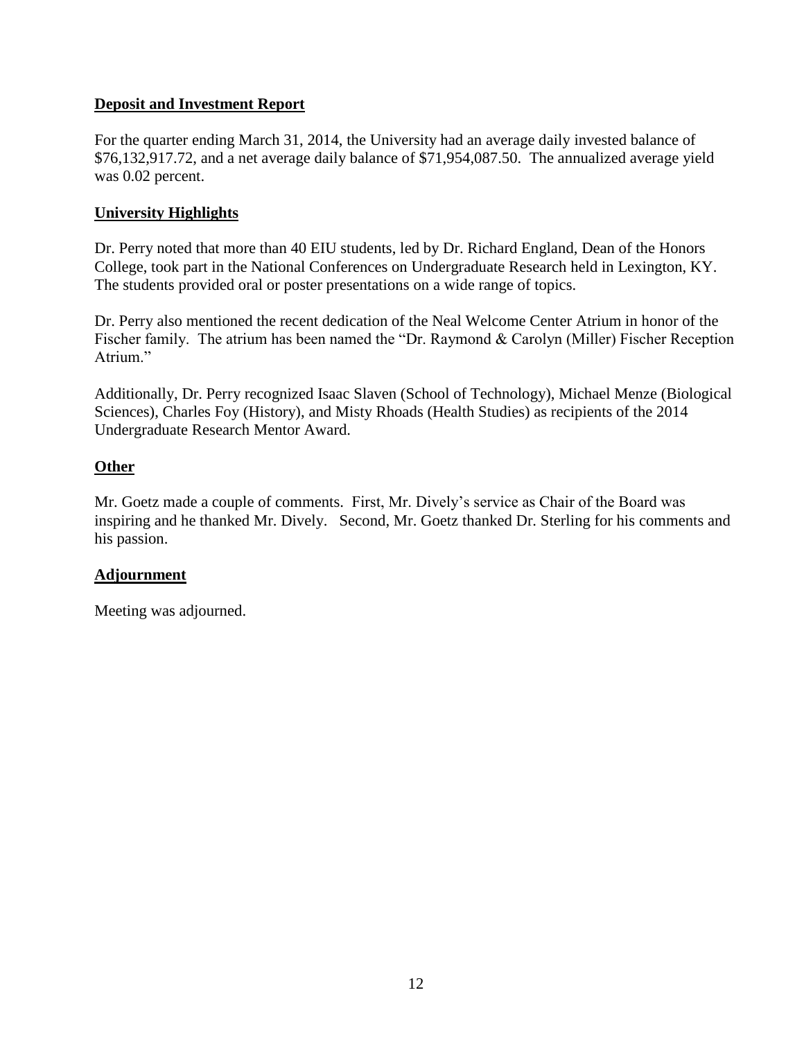**Deposit and Investment Report**

For the quarter ending March 31, 2014, the University had an average daily invested balance of $76,132,917.72, and a net average daily balance of $71,954,087.50. The annualized average yield was 0.02 percent.

**University Highlights**

Dr. Perry noted that more than 40 EIU students, led by Dr. Richard England, Dean of the Honors College, took part in the National Conferences on Undergraduate Research held in Lexington, KY. The students provided oral or poster presentations on a wide range of topics.

Dr. Perry also mentioned the recent dedication of the Neal Welcome Center Atrium in honor of the Fischer family. The atrium has been named the "Dr. Raymond & Carolyn (Miller) Fischer Reception Atrium."

Additionally, Dr. Perry recognized Isaac Slaven (School of Technology), Michael Menze (Biological Sciences), Charles Foy (History), and Misty Rhoads (Health Studies) as recipients of the 2014 Undergraduate Research Mentor Award.

**Other**

Mr. Goetz made a couple of comments. First, Mr. Dively's service as Chair of the Board was inspiring and he thanked Mr. Dively. Second, Mr. Goetz thanked Dr. Sterling for his comments and his passion.

**Adjournment**

Meeting was adjourned.